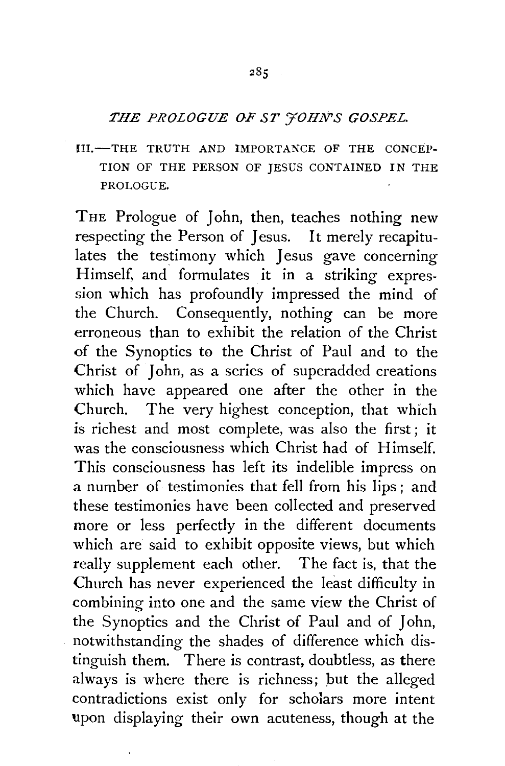## *THE PROLOGUE OF ST JOHN'S GOSPEL.*

### III.—THE TRUTH AND IMPORTANCE OF THE CONCEPTION OF THE PERSON OF JESUS CONTAINED IN THE PROLOGUE.

THE Prologue of John, then, teaches nothing new respecting the Person of Jesus. It merely recapitulates the testimony which Jesus gave concerning Himself, and formulates it in a striking expression which has profoundly impressed the mind of the Church. Consequently, nothing can be more erroneous than to exhibit the relation of the Christ of the Synoptics to the Christ of Paul and to the Christ of John, as a series of superadded creations which have appeared one after the other in the Church. The very highest conception, that which is richest and most complete, was also the first; it was the consciousness which Christ had of Himself. This consciousness has left its indelible impress on a number of testimonies that fell from his lips; and these testimonies have been collected and preserved more or less perfectly in the different documents which are said to exhibit opposite views, but which really supplement each other. The fact is, that the Church has never experienced the least difficulty in combining into one and the same view the Christ of the Synoptics and the Christ of Paul and of John, notwithstanding the shades of difference which distinguish them. There is contrast, doubtless, as there always is where there is richness; but the alleged contradictions exist only for scholars more intent upon displaying their own acuteness, though at the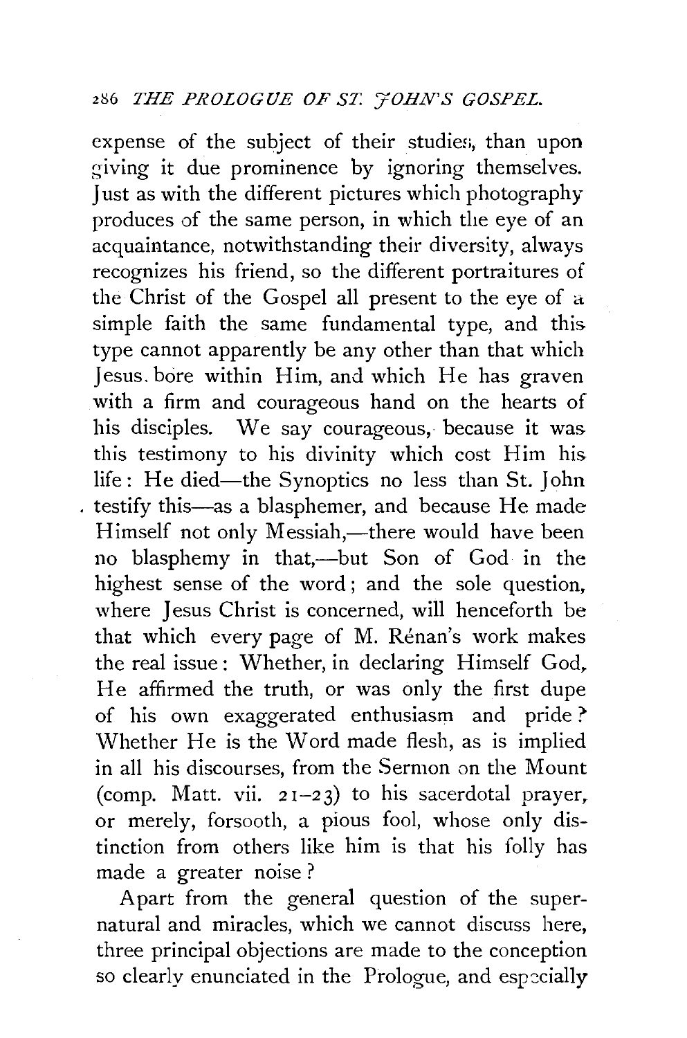expense of the subject of their studies, than upon giving it due prominence by ignoring themselves. Just as with the different pictures which photography produces of the same person, in which the eye of an acquaintance, notwithstanding their diversity, always recognizes his friend, so the different portraitures of the Christ of the Gospel all present to the eye of a simple faith the same fundamental type, and this type cannot apparently be any other than that which Jesus bore within Him, and which He has graven with a firm and courageous hand on the hearts of his disciples. We say courageous, because it was this testimony to his divinity which cost Him his life: He died—the Synoptics no less than St. John testify this—as a blasphemer, and because He made Himself not only Messiah,—there would have been no blasphemy in that,—but Son of God in the highest sense of the word; and the sole question, where Jesus Christ is concerned, will henceforth be that which every page of M. Rénan's work makes the real issue: Whether, in declaring Himself God, He affirmed the truth, or was only the first dupe of his own exaggerated enthusiasm and pride? Whether He is the Word made flesh, as is implied in all his discourses, from the Sermon on the Mount (comp. Matt. vii. 21–23) to his sacerdotal prayer, or merely, forsooth, a pious fool, whose only distinction from others like him is that his folly has made a greater noise?

Apart from the general question of the supernatural and miracles, which we cannot discuss here, three principal objections are made to the conception so clearly enunciated in the Prologue, and especially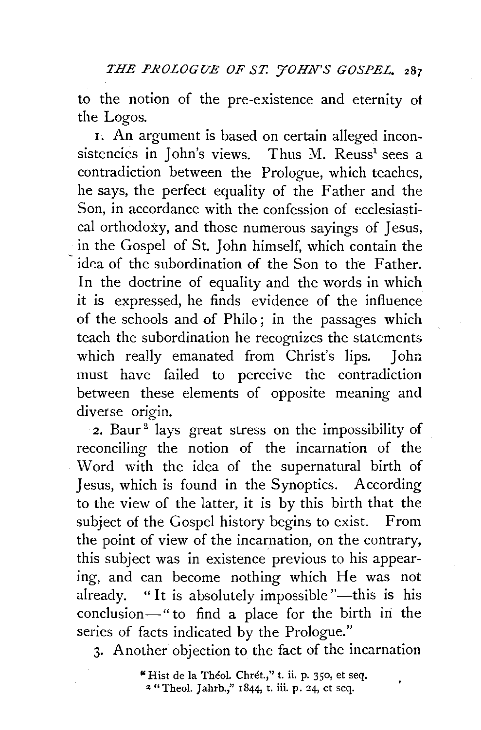to the notion of the pre-existence and eternity of the Logos.

1. An argument is based on certain alleged inconsistencies in John's views. Thus M. Reuss[1] sees a contradiction between the Prologue, which teaches, he says, the perfect equality of the Father and the Son, in accordance with the confession of ecclesiastical orthodoxy, and those numerous sayings of Jesus, in the Gospel of St. John himself, which contain the idea of the subordination of the Son to the Father. In the doctrine of equality and the words in which it is expressed, he finds evidence of the influence of the schools and of Philo; in the passages which teach the subordination he recognizes the statements which really emanated from Christ's lips. John must have failed to perceive the contradiction between these elements of opposite meaning and diverse origin.

2. Baur[2] lays great stress on the impossibility of reconciling the notion of the incarnation of the Word with the idea of the supernatural birth of Jesus, which is found in the Synoptics. According to the view of the latter, it is by this birth that the subject of the Gospel history begins to exist. From the point of view of the incarnation, on the contrary, this subject was in existence previous to his appearing, and can become nothing which He was not already. "It is absolutely impossible"—this is his conclusion—"to find a place for the birth in the series of facts indicated by the Prologue."

3. Another objection to the fact of the incarnation

[1] "Hist de la Théol. Chrét.," t. ii. p. 350, et seq.
[2] "Theol. Jahrb.," 1844, t. iii. p. 24, et seq.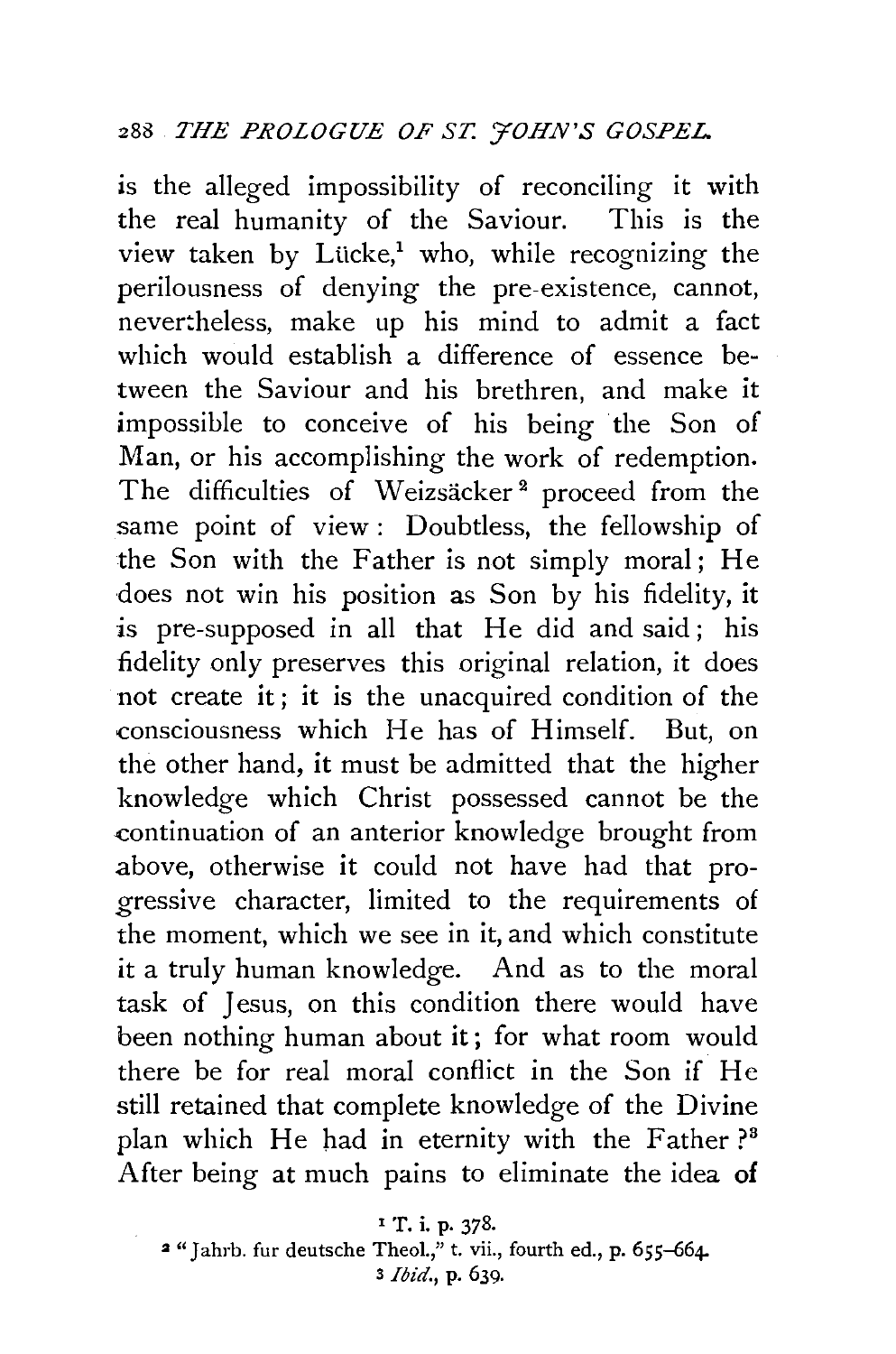is the alleged impossibility of reconciling it with the real humanity of the Saviour. This is the view taken by Lücke,[1] who, while recognizing the perilousness of denying the pre-existence, cannot, nevertheless, make up his mind to admit a fact which would establish a difference of essence between the Saviour and his brethren, and make it impossible to conceive of his being the Son of Man, or his accomplishing the work of redemption. The difficulties of Weizsäcker[2] proceed from the same point of view: Doubtless, the fellowship of the Son with the Father is not simply moral; He does not win his position as Son by his fidelity, it is pre-supposed in all that He did and said; his fidelity only preserves this original relation, it does not create it; it is the unacquired condition of the consciousness which He has of Himself. But, on the other hand, it must be admitted that the higher knowledge which Christ possessed cannot be the continuation of an anterior knowledge brought from above, otherwise it could not have had that progressive character, limited to the requirements of the moment, which we see in it, and which constitute it a truly human knowledge. And as to the moral task of Jesus, on this condition there would have been nothing human about it; for what room would there be for real moral conflict in the Son if He still retained that complete knowledge of the Divine plan which He had in eternity with the Father?[3] After being at much pains to eliminate the idea of

[1] T. i. p. 378.

[2] "Jahrb. fur deutsche Theol.," t. vii., fourth ed., p. 655–664.

[3] *Ibid.*, p. 639.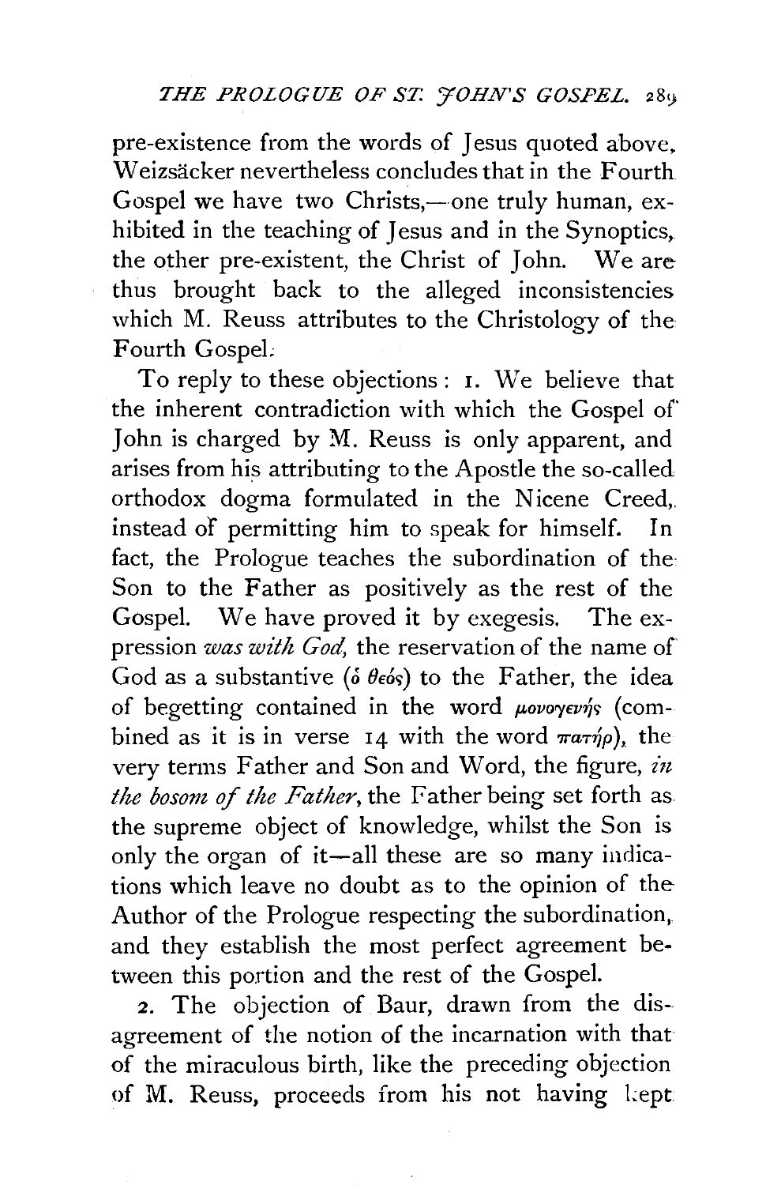pre-existence from the words of Jesus quoted above, Weizsäcker nevertheless concludes that in the Fourth Gospel we have two Christs,—one truly human, exhibited in the teaching of Jesus and in the Synoptics, the other pre-existent, the Christ of John. We are thus brought back to the alleged inconsistencies which M. Reuss attributes to the Christology of the Fourth Gospel.

To reply to these objections: 1. We believe that the inherent contradiction with which the Gospel of John is charged by M. Reuss is only apparent, and arises from his attributing to the Apostle the so-called orthodox dogma formulated in the Nicene Creed, instead of permitting him to speak for himself. In fact, the Prologue teaches the subordination of the Son to the Father as positively as the rest of the Gospel. We have proved it by exegesis. The expression *was with God*, the reservation of the name of God as a substantive (ὁ θεός) to the Father, the idea of begetting contained in the word μονογενής (combined as it is in verse 14 with the word πατήρ), the very terms Father and Son and Word, the figure, *in the bosom of the Father*, the Father being set forth as the supreme object of knowledge, whilst the Son is only the organ of it—all these are so many indications which leave no doubt as to the opinion of the Author of the Prologue respecting the subordination, and they establish the most perfect agreement between this portion and the rest of the Gospel.

2. The objection of Baur, drawn from the disagreement of the notion of the incarnation with that of the miraculous birth, like the preceding objection of M. Reuss, proceeds from his not having kept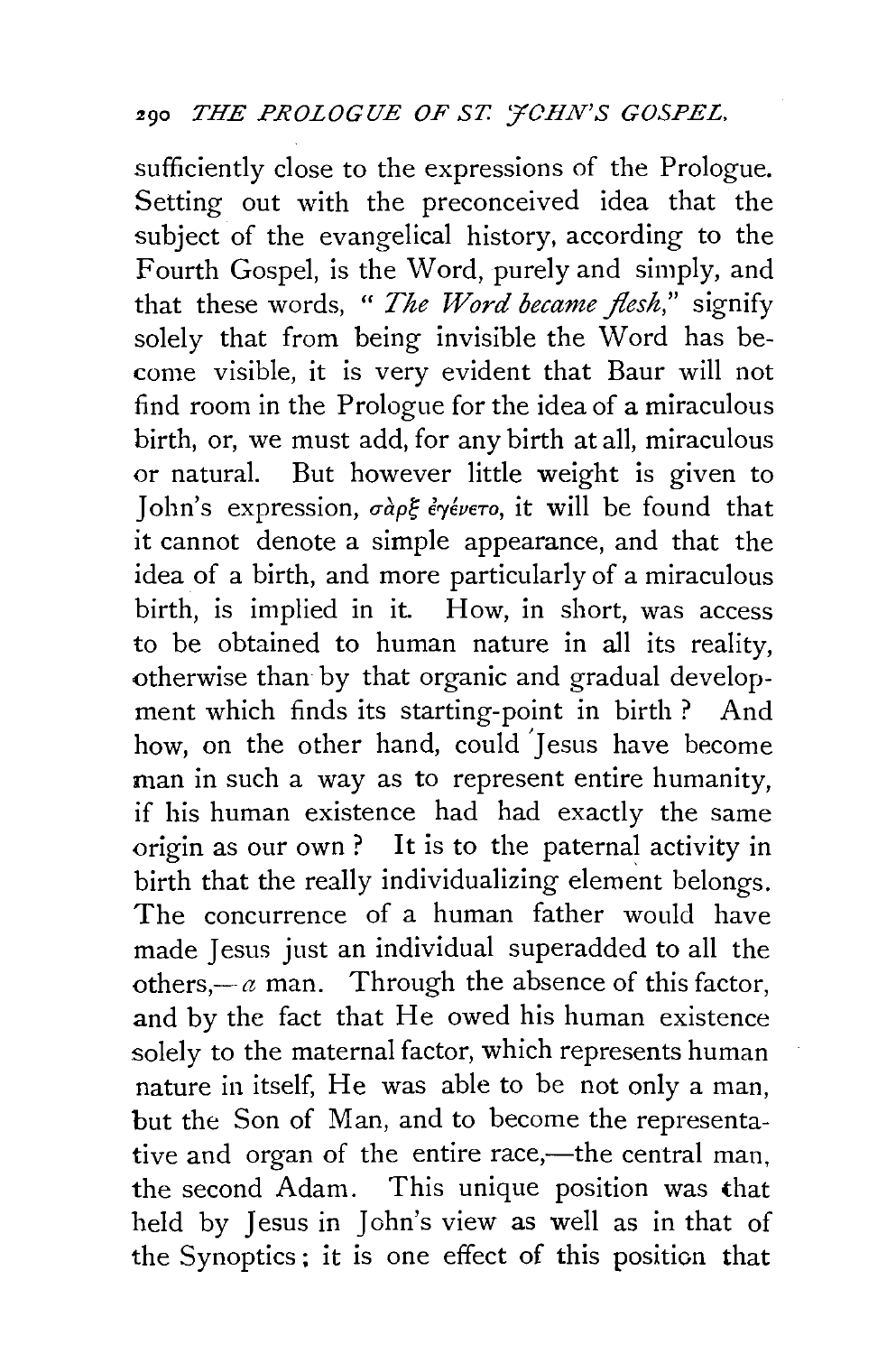sufficiently close to the expressions of the Prologue. Setting out with the preconceived idea that the subject of the evangelical history, according to the Fourth Gospel, is the Word, purely and simply, and that these words, "*The Word became flesh,*" signify solely that from being invisible the Word has become visible, it is very evident that Baur will not find room in the Prologue for the idea of a miraculous birth, or, we must add, for any birth at all, miraculous or natural. But however little weight is given to John's expression, σὰρξ ἐγένετο, it will be found that it cannot denote a simple appearance, and that the idea of a birth, and more particularly of a miraculous birth, is implied in it. How, in short, was access to be obtained to human nature in all its reality, otherwise than by that organic and gradual development which finds its starting-point in birth? And how, on the other hand, could Jesus have become man in such a way as to represent entire humanity, if his human existence had had exactly the same origin as our own? It is to the paternal activity in birth that the really individualizing element belongs. The concurrence of a human father would have made Jesus just an individual superadded to all the others,—*a* man. Through the absence of this factor, and by the fact that He owed his human existence solely to the maternal factor, which represents human nature in itself, He was able to be not only a man, but the Son of Man, and to become the representative and organ of the entire race,—the central man, the second Adam. This unique position was that held by Jesus in John's view as well as in that of the Synoptics; it is one effect of this position that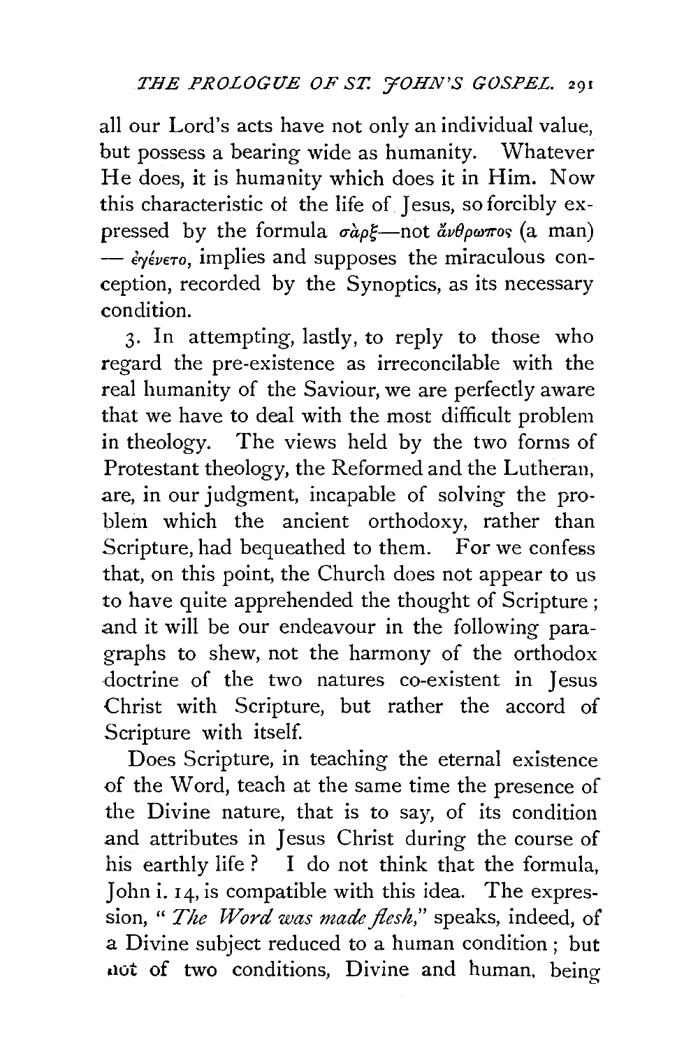all our Lord's acts have not only an individual value, but possess a bearing wide as humanity. Whatever He does, it is humanity which does it in Him. Now this characteristic of the life of Jesus, so forcibly expressed by the formula σὰρξ—not ἄνθρωπος (a man) — ἐγένετο, implies and supposes the miraculous conception, recorded by the Synoptics, as its necessary condition.

3. In attempting, lastly, to reply to those who regard the pre-existence as irreconcilable with the real humanity of the Saviour, we are perfectly aware that we have to deal with the most difficult problem in theology. The views held by the two forms of Protestant theology, the Reformed and the Lutheran, are, in our judgment, incapable of solving the problem which the ancient orthodoxy, rather than Scripture, had bequeathed to them. For we confess that, on this point, the Church does not appear to us to have quite apprehended the thought of Scripture; and it will be our endeavour in the following paragraphs to shew, not the harmony of the orthodox doctrine of the two natures co-existent in Jesus Christ with Scripture, but rather the accord of Scripture with itself.

Does Scripture, in teaching the eternal existence of the Word, teach at the same time the presence of the Divine nature, that is to say, of its condition and attributes in Jesus Christ during the course of his earthly life? I do not think that the formula, John i. 14, is compatible with this idea. The expression, "*The Word was made flesh*," speaks, indeed, of a Divine subject reduced to a human condition; but not of two conditions, Divine and human, being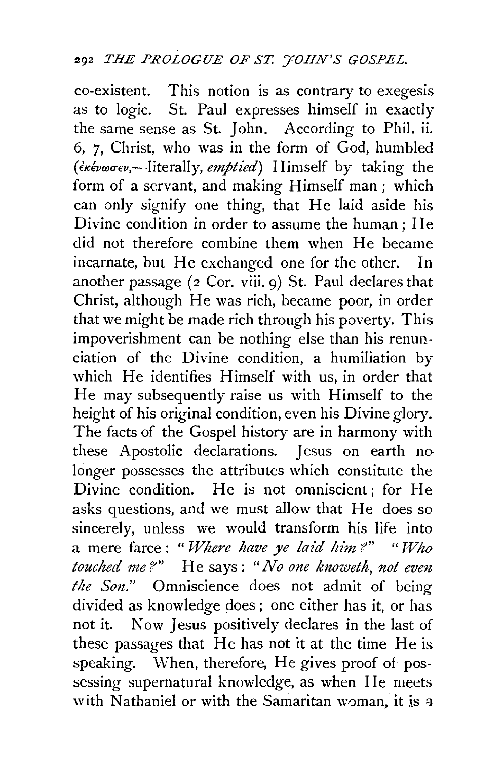co-existent. This notion is as contrary to exegesis as to logic. St. Paul expresses himself in exactly the same sense as St. John. According to Phil. ii. 6, 7, Christ, who was in the form of God, humbled (ἐκένωσεν,—literally, *emptied*) Himself by taking the form of a servant, and making Himself man; which can only signify one thing, that He laid aside his Divine condition in order to assume the human; He did not therefore combine them when He became incarnate, but He exchanged one for the other. In another passage (2 Cor. viii. 9) St. Paul declares that Christ, although He was rich, became poor, in order that we might be made rich through his poverty. This impoverishment can be nothing else than his renunciation of the Divine condition, a humiliation by which He identifies Himself with us, in order that He may subsequently raise us with Himself to the height of his original condition, even his Divine glory. The facts of the Gospel history are in harmony with these Apostolic declarations. Jesus on earth no longer possesses the attributes which constitute the Divine condition. He is not omniscient; for He asks questions, and we must allow that He does so sincerely, unless we would transform his life into a mere farce: "*Where have ye laid him?*" "*Who touched me?*" He says: "*No one knoweth, not even the Son.*" Omniscience does not admit of being divided as knowledge does; one either has it, or has not it. Now Jesus positively declares in the last of these passages that He has not it at the time He is speaking. When, therefore, He gives proof of possessing supernatural knowledge, as when He meets with Nathaniel or with the Samaritan woman, it is a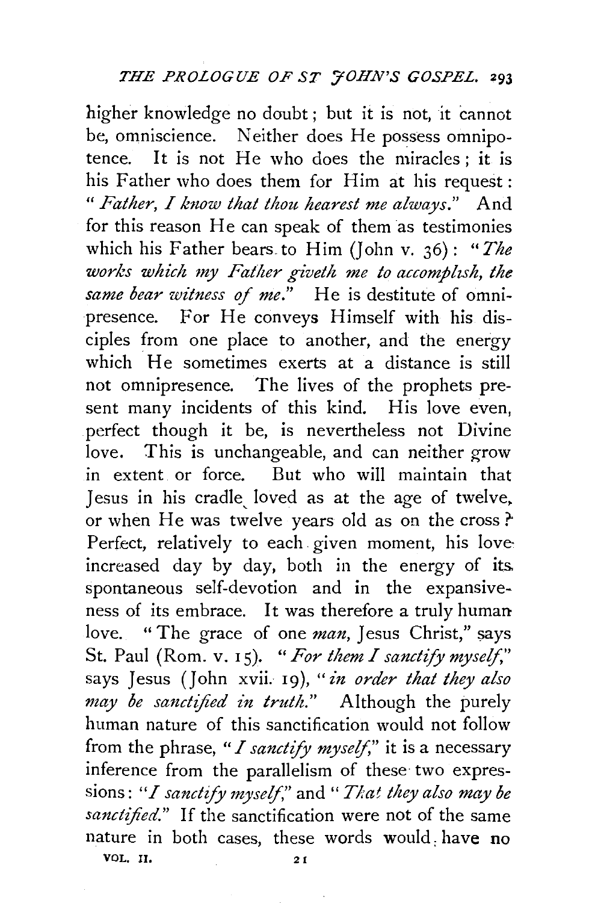higher knowledge no doubt; but it is not, it cannot be, omniscience. Neither does He possess omnipotence. It is not He who does the miracles; it is his Father who does them for Him at his request: "*Father, I know that thou hearest me always.*" And for this reason He can speak of them as testimonies which his Father bears to Him (John v. 36): "*The works which my Father giveth me to accomplish, the same bear witness of me.*" He is destitute of omnipresence. For He conveys Himself with his disciples from one place to another, and the energy which He sometimes exerts at a distance is still not omnipresence. The lives of the prophets present many incidents of this kind. His love even, perfect though it be, is nevertheless not Divine love. This is unchangeable, and can neither grow in extent or force. But who will maintain that Jesus in his cradle loved as at the age of twelve, or when He was twelve years old as on the cross? Perfect, relatively to each given moment, his love increased day by day, both in the energy of its spontaneous self-devotion and in the expansiveness of its embrace. It was therefore a truly human love. "The grace of one *man*, Jesus Christ," says St. Paul (Rom. v. 15). "*For them I sanctify myself,*" says Jesus (John xvii. 19), "*in order that they also may be sanctified in truth.*" Although the purely human nature of this sanctification would not follow from the phrase, "*I sanctify myself,*" it is a necessary inference from the parallelism of these two expressions: "*I sanctify myself,*" and "*That they also may be sanctified.*" If the sanctification were not of the same nature in both cases, these words would have no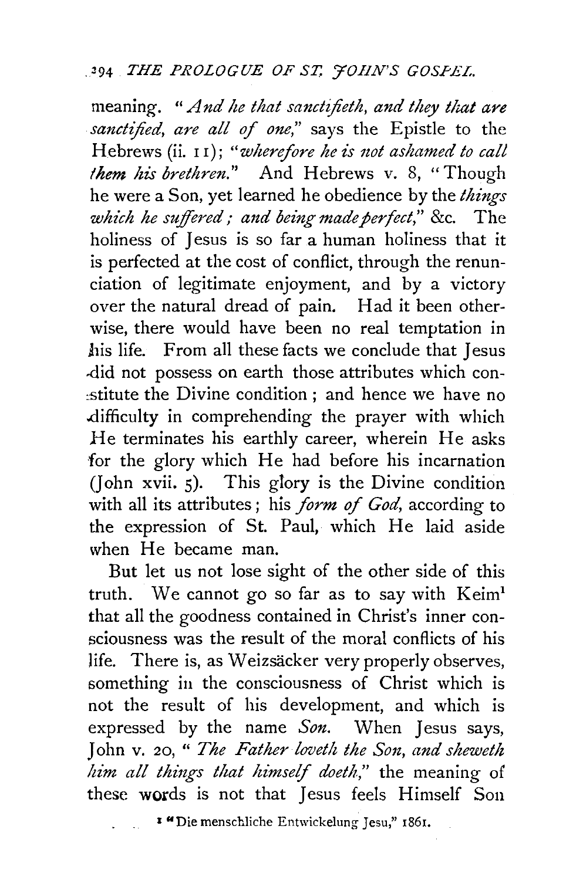meaning. "*And he that sanctifieth, and they that are sanctified, are all of one*," says the Epistle to the Hebrews (ii. 11); "*wherefore he is not ashamed to call them his brethren.*" And Hebrews v. 8, "Though he were a Son, yet learned he obedience by the *things which he suffered; and being made perfect*," &c. The holiness of Jesus is so far a human holiness that it is perfected at the cost of conflict, through the renunciation of legitimate enjoyment, and by a victory over the natural dread of pain. Had it been otherwise, there would have been no real temptation in his life. From all these facts we conclude that Jesus did not possess on earth those attributes which constitute the Divine condition; and hence we have no difficulty in comprehending the prayer with which He terminates his earthly career, wherein He asks for the glory which He had before his incarnation (John xvii. 5). This glory is the Divine condition with all its attributes; his *form of God*, according to the expression of St. Paul, which He laid aside when He became man.

But let us not lose sight of the other side of this truth. We cannot go so far as to say with Keim[1] that all the goodness contained in Christ's inner consciousness was the result of the moral conflicts of his life. There is, as Weizsäcker very properly observes, something in the consciousness of Christ which is not the result of his development, and which is expressed by the name *Son*. When Jesus says, John v. 20, "*The Father loveth the Son, and sheweth him all things that himself doeth*," the meaning of these words is not that Jesus feels Himself Son

[1] "Die menschliche Entwickelung Jesu," 1861.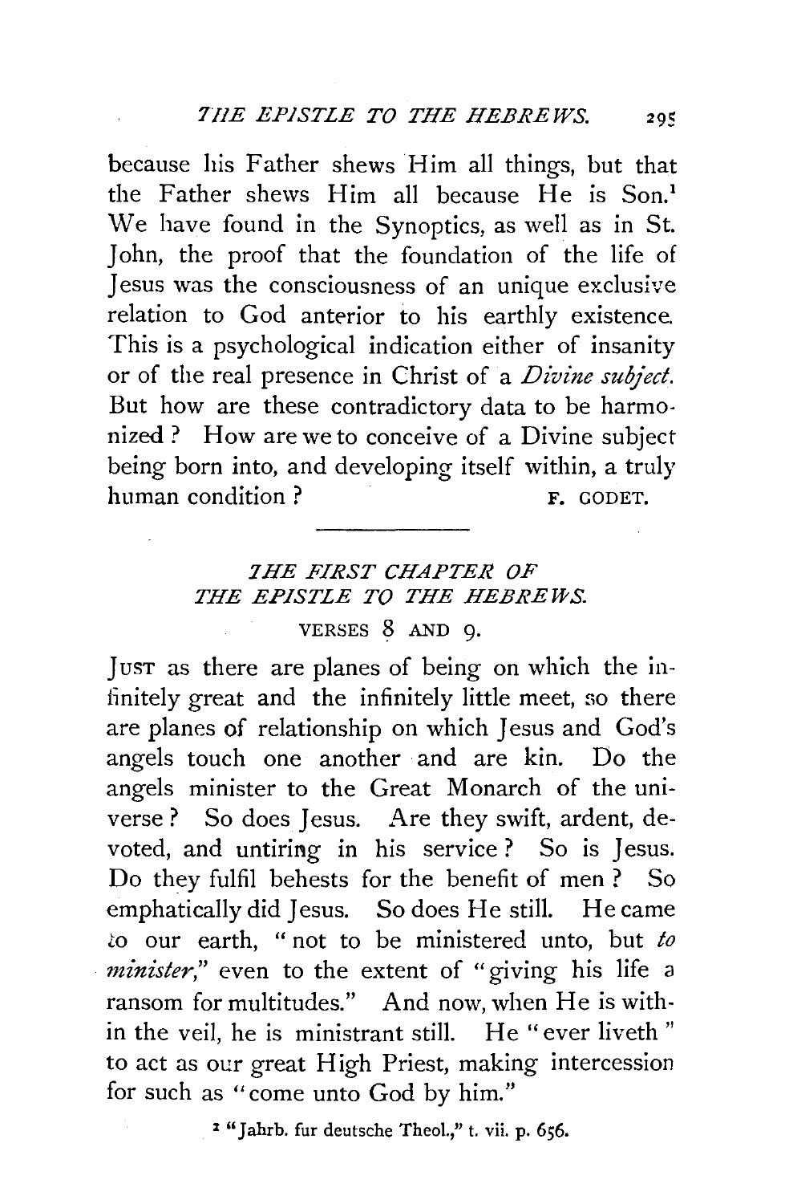because his Father shews Him all things, but that the Father shews Him all because He is Son.[1] We have found in the Synoptics, as well as in St. John, the proof that the foundation of the life of Jesus was the consciousness of an unique exclusive relation to God anterior to his earthly existence. This is a psychological indication either of insanity or of the real presence in Christ of a *Divine subject.* But how are these contradictory data to be harmonized? How are we to conceive of a Divine subject being born into, and developing itself within, a truly human condition?

F. GODET.

---

## *THE FIRST CHAPTER OF THE EPISTLE TO THE HEBREWS.*

### VERSES 8 AND 9.

JUST as there are planes of being on which the infinitely great and the infinitely little meet, so there are planes of relationship on which Jesus and God's angels touch one another and are kin. Do the angels minister to the Great Monarch of the universe? So does Jesus. Are they swift, ardent, devoted, and untiring in his service? So is Jesus. Do they fulfil behests for the benefit of men? So emphatically did Jesus. So does He still. He came to our earth, "not to be ministered unto, but *to minister,*" even to the extent of "giving his life a ransom for multitudes." And now, when He is within the veil, he is ministrant still. He "ever liveth" to act as our great High Priest, making intercession for such as "come unto God by him."

[1] "Jahrb. fur deutsche Theol.," t. vii. p. 656.